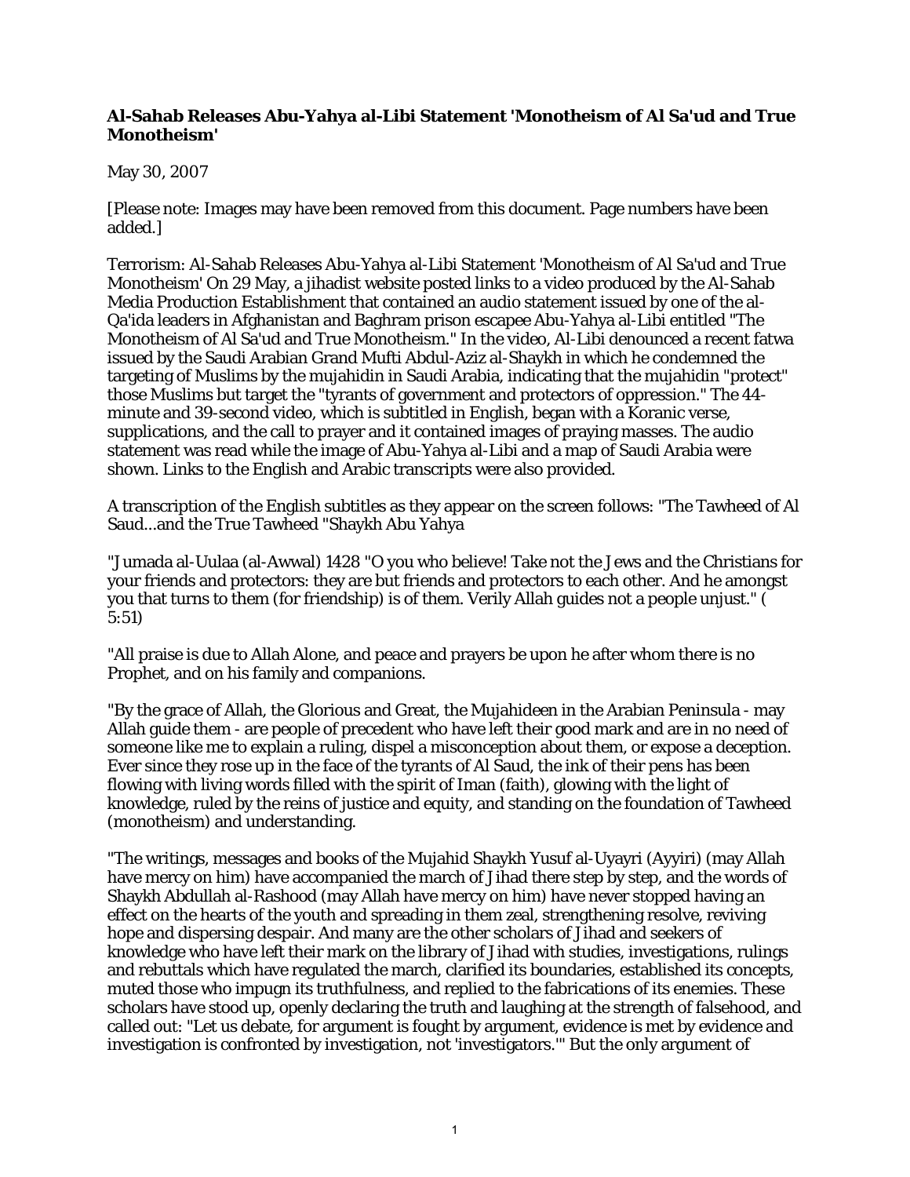**Al-Sahab Releases Abu-Yahya al-Libi Statement 'Monotheism of Al Sa'ud and True Monotheism'**

May 30, 2007

[Please note: Images may have been removed from this document. Page numbers have been added.]

Terrorism: Al-Sahab Releases Abu-Yahya al-Libi Statement 'Monotheism of Al Sa'ud and True Monotheism' On 29 May, a jihadist website posted links to a video produced by the Al-Sahab Media Production Establishment that contained an audio statement issued by one of the al-Qa'ida leaders in Afghanistan and Baghram prison escapee Abu-Yahya al-Libi entitled "The Monotheism of Al Sa'ud and True Monotheism." In the video, Al-Libi denounced a recent fatwa issued by the Saudi Arabian Grand Mufti Abdul-Aziz al-Shaykh in which he condemned the targeting of Muslims by the mujahidin in Saudi Arabia, indicating that the mujahidin "protect" those Muslims but target the "tyrants of government and protectors of oppression." The 44-minute and 39-second video, which is subtitled in English, began with a Koranic verse, supplications, and the call to prayer and it contained images of praying masses. The audio statement was read while the image of Abu-Yahya al-Libi and a map of Saudi Arabia were shown. Links to the English and Arabic transcripts were also provided.

A transcription of the English subtitles as they appear on the screen follows: "The Tawheed of Al Saud...and the True Tawheed "Shaykh Abu Yahya

"Jumada al-Uulaa (al-Awwal) 1428 "O you who believe! Take not the Jews and the Christians for your friends and protectors: they are but friends and protectors to each other. And he amongst you that turns to them (for friendship) is of them. Verily Allah guides not a people unjust." ( 5:51)

"All praise is due to Allah Alone, and peace and prayers be upon he after whom there is no Prophet, and on his family and companions.

"By the grace of Allah, the Glorious and Great, the Mujahideen in the Arabian Peninsula - may Allah guide them - are people of precedent who have left their good mark and are in no need of someone like me to explain a ruling, dispel a misconception about them, or expose a deception. Ever since they rose up in the face of the tyrants of Al Saud, the ink of their pens has been flowing with living words filled with the spirit of Iman (faith), glowing with the light of knowledge, ruled by the reins of justice and equity, and standing on the foundation of Tawheed (monotheism) and understanding.

"The writings, messages and books of the Mujahid Shaykh Yusuf al-Uyayri (Ayyiri) (may Allah have mercy on him) have accompanied the march of Jihad there step by step, and the words of Shaykh Abdullah al-Rashood (may Allah have mercy on him) have never stopped having an effect on the hearts of the youth and spreading in them zeal, strengthening resolve, reviving hope and dispersing despair. And many are the other scholars of Jihad and seekers of knowledge who have left their mark on the library of Jihad with studies, investigations, rulings and rebuttals which have regulated the march, clarified its boundaries, established its concepts, muted those who impugn its truthfulness, and replied to the fabrications of its enemies. These scholars have stood up, openly declaring the truth and laughing at the strength of falsehood, and called out: "Let us debate, for argument is fought by argument, evidence is met by evidence and investigation is confronted by investigation, not 'investigators.'" But the only argument of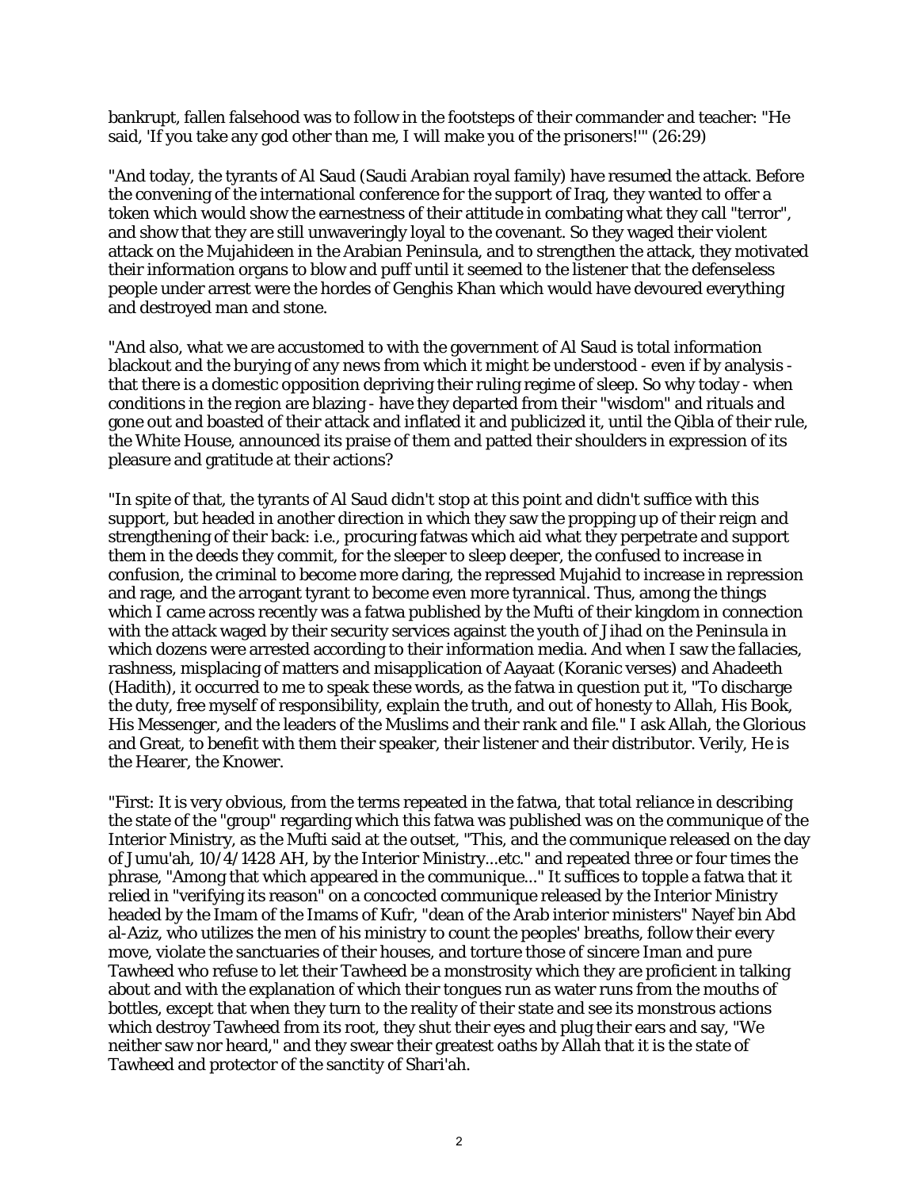bankrupt, fallen falsehood was to follow in the footsteps of their commander and teacher: "He said, 'If you take any god other than me, I will make you of the prisoners!'" (26:29)

"And today, the tyrants of Al Saud (Saudi Arabian royal family) have resumed the attack. Before the convening of the international conference for the support of Iraq, they wanted to offer a token which would show the earnestness of their attitude in combating what they call "terror", and show that they are still unwaveringly loyal to the covenant. So they waged their violent attack on the Mujahideen in the Arabian Peninsula, and to strengthen the attack, they motivated their information organs to blow and puff until it seemed to the listener that the defenseless people under arrest were the hordes of Genghis Khan which would have devoured everything and destroyed man and stone.

"And also, what we are accustomed to with the government of Al Saud is total information blackout and the burying of any news from which it might be understood - even if by analysis - that there is a domestic opposition depriving their ruling regime of sleep. So why today - when conditions in the region are blazing - have they departed from their "wisdom" and rituals and gone out and boasted of their attack and inflated it and publicized it, until the Qibla of their rule, the White House, announced its praise of them and patted their shoulders in expression of its pleasure and gratitude at their actions?

"In spite of that, the tyrants of Al Saud didn't stop at this point and didn't suffice with this support, but headed in another direction in which they saw the propping up of their reign and strengthening of their back: i.e., procuring fatwas which aid what they perpetrate and support them in the deeds they commit, for the sleeper to sleep deeper, the confused to increase in confusion, the criminal to become more daring, the repressed Mujahid to increase in repression and rage, and the arrogant tyrant to become even more tyrannical. Thus, among the things which I came across recently was a fatwa published by the Mufti of their kingdom in connection with the attack waged by their security services against the youth of Jihad on the Peninsula in which dozens were arrested according to their information media. And when I saw the fallacies, rashness, misplacing of matters and misapplication of Aayaat (Koranic verses) and Ahadeeth (Hadith), it occurred to me to speak these words, as the fatwa in question put it, "To discharge the duty, free myself of responsibility, explain the truth, and out of honesty to Allah, His Book, His Messenger, and the leaders of the Muslims and their rank and file." I ask Allah, the Glorious and Great, to benefit with them their speaker, their listener and their distributor. Verily, He is the Hearer, the Knower.

"First: It is very obvious, from the terms repeated in the fatwa, that total reliance in describing the state of the "group" regarding which this fatwa was published was on the communique of the Interior Ministry, as the Mufti said at the outset, "This, and the communique released on the day of Jumu'ah, 10/4/1428 AH, by the Interior Ministry...etc." and repeated three or four times the phrase, "Among that which appeared in the communique..." It suffices to topple a fatwa that it relied in "verifying its reason" on a concocted communique released by the Interior Ministry headed by the Imam of the Imams of Kufr, "dean of the Arab interior ministers" Nayef bin Abd al-Aziz, who utilizes the men of his ministry to count the peoples' breaths, follow their every move, violate the sanctuaries of their houses, and torture those of sincere Iman and pure Tawheed who refuse to let their Tawheed be a monstrosity which they are proficient in talking about and with the explanation of which their tongues run as water runs from the mouths of bottles, except that when they turn to the reality of their state and see its monstrous actions which destroy Tawheed from its root, they shut their eyes and plug their ears and say, "We neither saw nor heard," and they swear their greatest oaths by Allah that it is the state of Tawheed and protector of the sanctity of Shari'ah.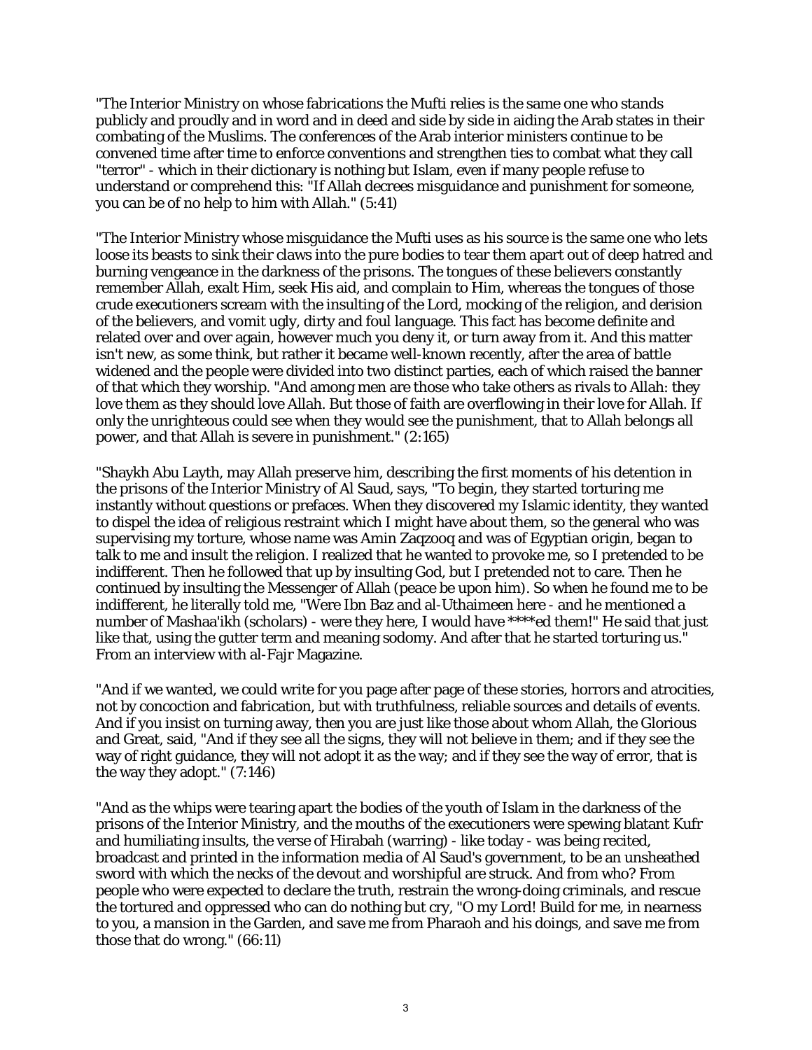"The Interior Ministry on whose fabrications the Mufti relies is the same one who stands publicly and proudly and in word and in deed and side by side in aiding the Arab states in their combating of the Muslims. The conferences of the Arab interior ministers continue to be convened time after time to enforce conventions and strengthen ties to combat what they call "terror" - which in their dictionary is nothing but Islam, even if many people refuse to understand or comprehend this: "If Allah decrees misguidance and punishment for someone, you can be of no help to him with Allah." (5:41)

"The Interior Ministry whose misguidance the Mufti uses as his source is the same one who lets loose its beasts to sink their claws into the pure bodies to tear them apart out of deep hatred and burning vengeance in the darkness of the prisons. The tongues of these believers constantly remember Allah, exalt Him, seek His aid, and complain to Him, whereas the tongues of those crude executioners scream with the insulting of the Lord, mocking of the religion, and derision of the believers, and vomit ugly, dirty and foul language. This fact has become definite and related over and over again, however much you deny it, or turn away from it. And this matter isn't new, as some think, but rather it became well-known recently, after the area of battle widened and the people were divided into two distinct parties, each of which raised the banner of that which they worship. "And among men are those who take others as rivals to Allah: they love them as they should love Allah. But those of faith are overflowing in their love for Allah. If only the unrighteous could see when they would see the punishment, that to Allah belongs all power, and that Allah is severe in punishment." (2:165)

"Shaykh Abu Layth, may Allah preserve him, describing the first moments of his detention in the prisons of the Interior Ministry of Al Saud, says, "To begin, they started torturing me instantly without questions or prefaces. When they discovered my Islamic identity, they wanted to dispel the idea of religious restraint which I might have about them, so the general who was supervising my torture, whose name was Amin Zaqzooq and was of Egyptian origin, began to talk to me and insult the religion. I realized that he wanted to provoke me, so I pretended to be indifferent. Then he followed that up by insulting God, but I pretended not to care. Then he continued by insulting the Messenger of Allah (peace be upon him). So when he found me to be indifferent, he literally told me, "Were Ibn Baz and al-Uthaimeen here - and he mentioned a number of Mashaa'ikh (scholars) - were they here, I would have ****ed them!" He said that just like that, using the gutter term and meaning sodomy. And after that he started torturing us." From an interview with al-Fajr Magazine.

"And if we wanted, we could write for you page after page of these stories, horrors and atrocities, not by concoction and fabrication, but with truthfulness, reliable sources and details of events. And if you insist on turning away, then you are just like those about whom Allah, the Glorious and Great, said, "And if they see all the signs, they will not believe in them; and if they see the way of right guidance, they will not adopt it as the way; and if they see the way of error, that is the way they adopt." (7:146)

"And as the whips were tearing apart the bodies of the youth of Islam in the darkness of the prisons of the Interior Ministry, and the mouths of the executioners were spewing blatant Kufr and humiliating insults, the verse of Hirabah (warring) - like today - was being recited, broadcast and printed in the information media of Al Saud's government, to be an unsheathed sword with which the necks of the devout and worshipful are struck. And from who? From people who were expected to declare the truth, restrain the wrong-doing criminals, and rescue the tortured and oppressed who can do nothing but cry, "O my Lord! Build for me, in nearness to you, a mansion in the Garden, and save me from Pharaoh and his doings, and save me from those that do wrong." (66:11)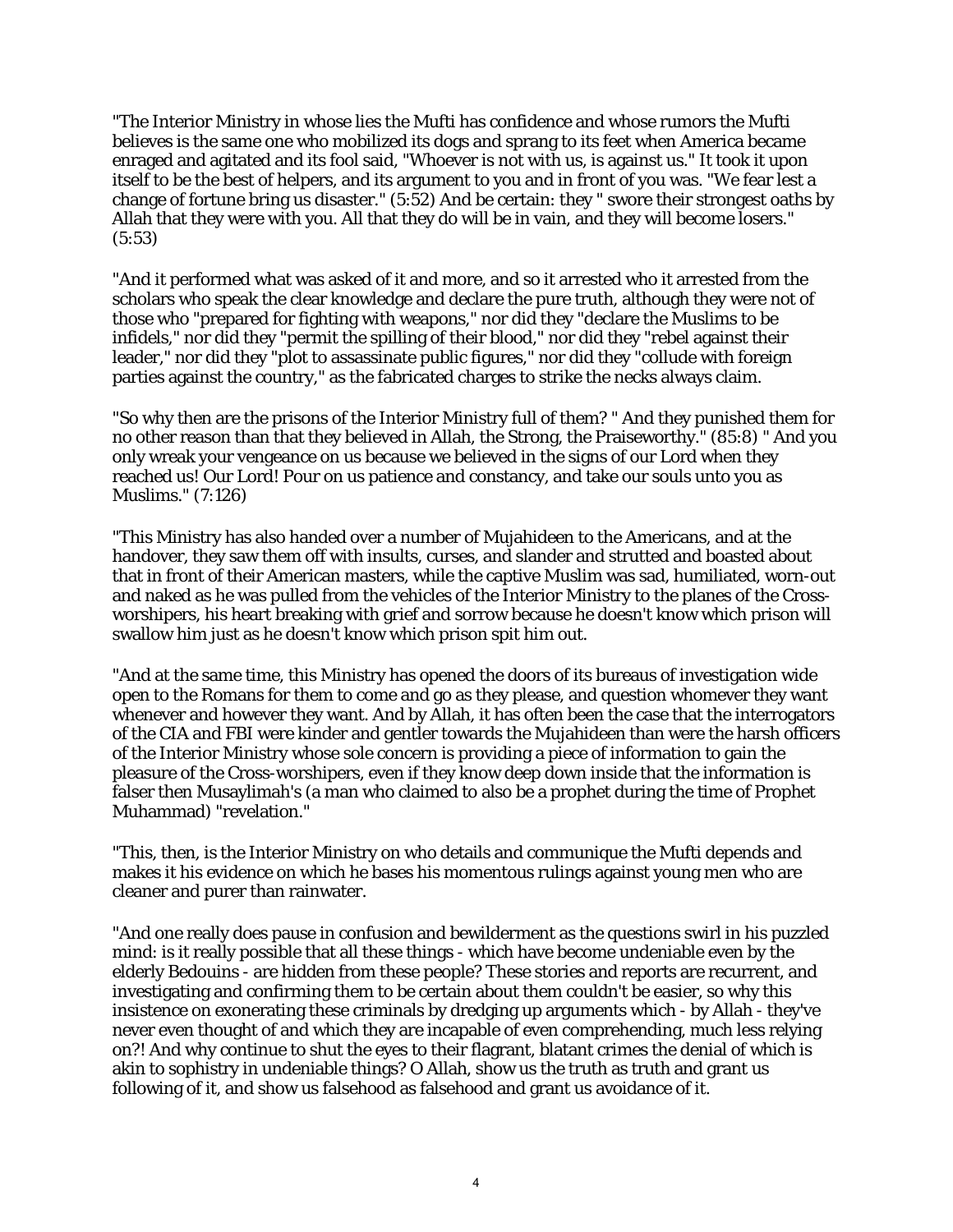"The Interior Ministry in whose lies the Mufti has confidence and whose rumors the Mufti believes is the same one who mobilized its dogs and sprang to its feet when America became enraged and agitated and its fool said, "Whoever is not with us, is against us." It took it upon itself to be the best of helpers, and its argument to you and in front of you was. "We fear lest a change of fortune bring us disaster." (5:52) And be certain: they " swore their strongest oaths by Allah that they were with you. All that they do will be in vain, and they will become losers." (5:53)

"And it performed what was asked of it and more, and so it arrested who it arrested from the scholars who speak the clear knowledge and declare the pure truth, although they were not of those who "prepared for fighting with weapons," nor did they "declare the Muslims to be infidels," nor did they "permit the spilling of their blood," nor did they "rebel against their leader," nor did they "plot to assassinate public figures," nor did they "collude with foreign parties against the country," as the fabricated charges to strike the necks always claim.

"So why then are the prisons of the Interior Ministry full of them? " And they punished them for no other reason than that they believed in Allah, the Strong, the Praiseworthy." (85:8) " And you only wreak your vengeance on us because we believed in the signs of our Lord when they reached us! Our Lord! Pour on us patience and constancy, and take our souls unto you as Muslims." (7:126)

"This Ministry has also handed over a number of Mujahideen to the Americans, and at the handover, they saw them off with insults, curses, and slander and strutted and boasted about that in front of their American masters, while the captive Muslim was sad, humiliated, worn-out and naked as he was pulled from the vehicles of the Interior Ministry to the planes of the Cross-worshipers, his heart breaking with grief and sorrow because he doesn't know which prison will swallow him just as he doesn't know which prison spit him out.

"And at the same time, this Ministry has opened the doors of its bureaus of investigation wide open to the Romans for them to come and go as they please, and question whomever they want whenever and however they want. And by Allah, it has often been the case that the interrogators of the CIA and FBI were kinder and gentler towards the Mujahideen than were the harsh officers of the Interior Ministry whose sole concern is providing a piece of information to gain the pleasure of the Cross-worshipers, even if they know deep down inside that the information is falser then Musaylimah's (a man who claimed to also be a prophet during the time of Prophet Muhammad) "revelation."

"This, then, is the Interior Ministry on who details and communique the Mufti depends and makes it his evidence on which he bases his momentous rulings against young men who are cleaner and purer than rainwater.

"And one really does pause in confusion and bewilderment as the questions swirl in his puzzled mind: is it really possible that all these things - which have become undeniable even by the elderly Bedouins - are hidden from these people? These stories and reports are recurrent, and investigating and confirming them to be certain about them couldn't be easier, so why this insistence on exonerating these criminals by dredging up arguments which - by Allah - they've never even thought of and which they are incapable of even comprehending, much less relying on?! And why continue to shut the eyes to their flagrant, blatant crimes the denial of which is akin to sophistry in undeniable things? O Allah, show us the truth as truth and grant us following of it, and show us falsehood as falsehood and grant us avoidance of it.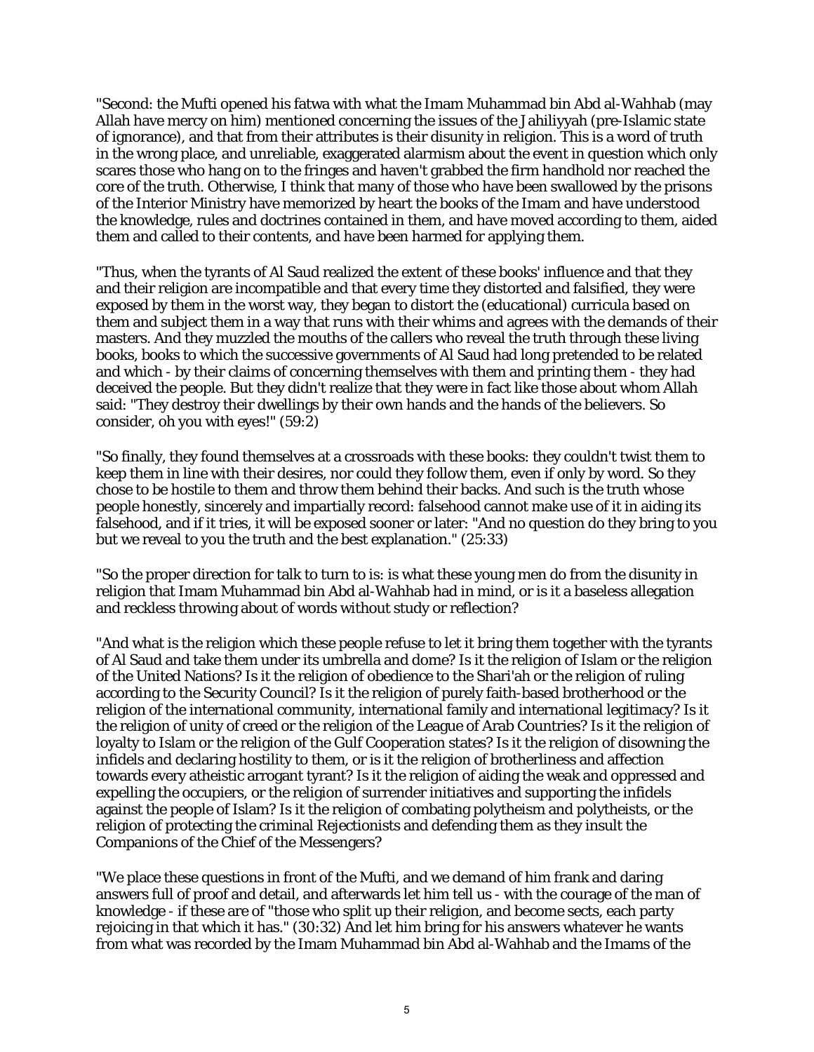"Second: the Mufti opened his fatwa with what the Imam Muhammad bin Abd al-Wahhab (may Allah have mercy on him) mentioned concerning the issues of the Jahiliyyah (pre-Islamic state of ignorance), and that from their attributes is their disunity in religion. This is a word of truth in the wrong place, and unreliable, exaggerated alarmism about the event in question which only scares those who hang on to the fringes and haven't grabbed the firm handhold nor reached the core of the truth. Otherwise, I think that many of those who have been swallowed by the prisons of the Interior Ministry have memorized by heart the books of the Imam and have understood the knowledge, rules and doctrines contained in them, and have moved according to them, aided them and called to their contents, and have been harmed for applying them.

"Thus, when the tyrants of Al Saud realized the extent of these books' influence and that they and their religion are incompatible and that every time they distorted and falsified, they were exposed by them in the worst way, they began to distort the (educational) curricula based on them and subject them in a way that runs with their whims and agrees with the demands of their masters. And they muzzled the mouths of the callers who reveal the truth through these living books, books to which the successive governments of Al Saud had long pretended to be related and which - by their claims of concerning themselves with them and printing them - they had deceived the people. But they didn't realize that they were in fact like those about whom Allah said: "They destroy their dwellings by their own hands and the hands of the believers. So consider, oh you with eyes!" (59:2)

"So finally, they found themselves at a crossroads with these books: they couldn't twist them to keep them in line with their desires, nor could they follow them, even if only by word. So they chose to be hostile to them and throw them behind their backs. And such is the truth whose people honestly, sincerely and impartially record: falsehood cannot make use of it in aiding its falsehood, and if it tries, it will be exposed sooner or later: "And no question do they bring to you but we reveal to you the truth and the best explanation." (25:33)

"So the proper direction for talk to turn to is: is what these young men do from the disunity in religion that Imam Muhammad bin Abd al-Wahhab had in mind, or is it a baseless allegation and reckless throwing about of words without study or reflection?

"And what is the religion which these people refuse to let it bring them together with the tyrants of Al Saud and take them under its umbrella and dome? Is it the religion of Islam or the religion of the United Nations? Is it the religion of obedience to the Shari'ah or the religion of ruling according to the Security Council? Is it the religion of purely faith-based brotherhood or the religion of the international community, international family and international legitimacy? Is it the religion of unity of creed or the religion of the League of Arab Countries? Is it the religion of loyalty to Islam or the religion of the Gulf Cooperation states? Is it the religion of disowning the infidels and declaring hostility to them, or is it the religion of brotherliness and affection towards every atheistic arrogant tyrant? Is it the religion of aiding the weak and oppressed and expelling the occupiers, or the religion of surrender initiatives and supporting the infidels against the people of Islam? Is it the religion of combating polytheism and polytheists, or the religion of protecting the criminal Rejectionists and defending them as they insult the Companions of the Chief of the Messengers?

"We place these questions in front of the Mufti, and we demand of him frank and daring answers full of proof and detail, and afterwards let him tell us - with the courage of the man of knowledge - if these are of "those who split up their religion, and become sects, each party rejoicing in that which it has." (30:32) And let him bring for his answers whatever he wants from what was recorded by the Imam Muhammad bin Abd al-Wahhab and the Imams of the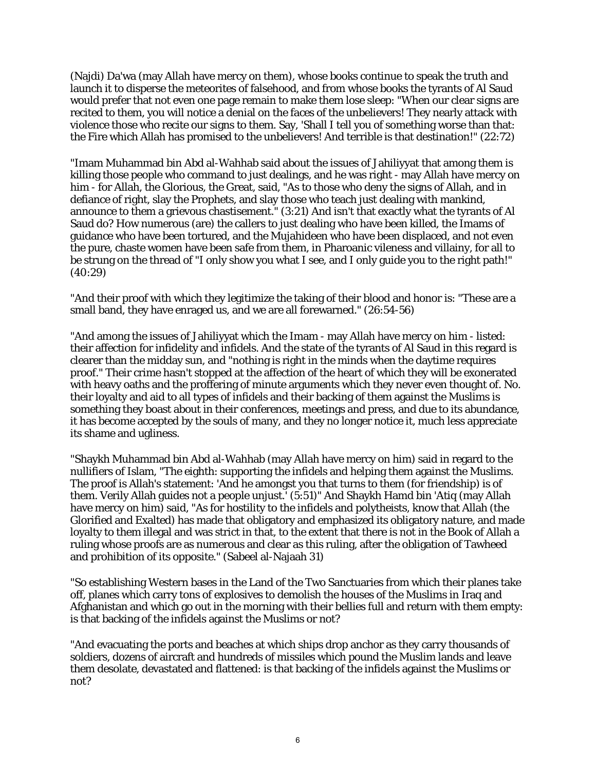(Najdi) Da'wa (may Allah have mercy on them), whose books continue to speak the truth and launch it to disperse the meteorites of falsehood, and from whose books the tyrants of Al Saud would prefer that not even one page remain to make them lose sleep: "When our clear signs are recited to them, you will notice a denial on the faces of the unbelievers! They nearly attack with violence those who recite our signs to them. Say, 'Shall I tell you of something worse than that: the Fire which Allah has promised to the unbelievers! And terrible is that destination!" (22:72)

"Imam Muhammad bin Abd al-Wahhab said about the issues of Jahiliyyat that among them is killing those people who command to just dealings, and he was right - may Allah have mercy on him - for Allah, the Glorious, the Great, said, "As to those who deny the signs of Allah, and in defiance of right, slay the Prophets, and slay those who teach just dealing with mankind, announce to them a grievous chastisement." (3:21) And isn't that exactly what the tyrants of Al Saud do? How numerous (are) the callers to just dealing who have been killed, the Imams of guidance who have been tortured, and the Mujahideen who have been displaced, and not even the pure, chaste women have been safe from them, in Pharoanic vileness and villainy, for all to be strung on the thread of "I only show you what I see, and I only guide you to the right path!" (40:29)

"And their proof with which they legitimize the taking of their blood and honor is: "These are a small band, they have enraged us, and we are all forewarned." (26:54-56)

"And among the issues of Jahiliyyat which the Imam - may Allah have mercy on him - listed: their affection for infidelity and infidels. And the state of the tyrants of Al Saud in this regard is clearer than the midday sun, and "nothing is right in the minds when the daytime requires proof." Their crime hasn't stopped at the affection of the heart of which they will be exonerated with heavy oaths and the proffering of minute arguments which they never even thought of. No. their loyalty and aid to all types of infidels and their backing of them against the Muslims is something they boast about in their conferences, meetings and press, and due to its abundance, it has become accepted by the souls of many, and they no longer notice it, much less appreciate its shame and ugliness.

"Shaykh Muhammad bin Abd al-Wahhab (may Allah have mercy on him) said in regard to the nullifiers of Islam, "The eighth: supporting the infidels and helping them against the Muslims. The proof is Allah's statement: 'And he amongst you that turns to them (for friendship) is of them. Verily Allah guides not a people unjust.' (5:51)" And Shaykh Hamd bin 'Atiq (may Allah have mercy on him) said, "As for hostility to the infidels and polytheists, know that Allah (the Glorified and Exalted) has made that obligatory and emphasized its obligatory nature, and made loyalty to them illegal and was strict in that, to the extent that there is not in the Book of Allah a ruling whose proofs are as numerous and clear as this ruling, after the obligation of Tawheed and prohibition of its opposite." (Sabeel al-Najaah 31)

"So establishing Western bases in the Land of the Two Sanctuaries from which their planes take off, planes which carry tons of explosives to demolish the houses of the Muslims in Iraq and Afghanistan and which go out in the morning with their bellies full and return with them empty: is that backing of the infidels against the Muslims or not?

"And evacuating the ports and beaches at which ships drop anchor as they carry thousands of soldiers, dozens of aircraft and hundreds of missiles which pound the Muslim lands and leave them desolate, devastated and flattened: is that backing of the infidels against the Muslims or not?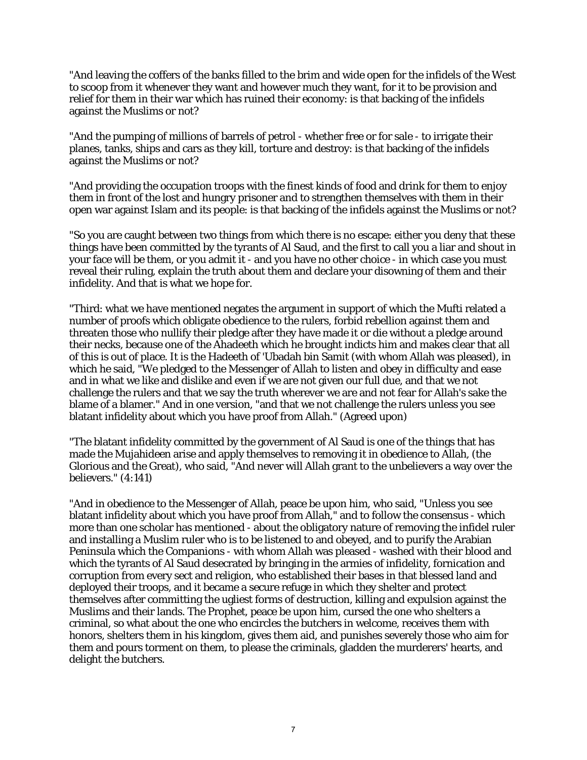"And leaving the coffers of the banks filled to the brim and wide open for the infidels of the West to scoop from it whenever they want and however much they want, for it to be provision and relief for them in their war which has ruined their economy: is that backing of the infidels against the Muslims or not?

"And the pumping of millions of barrels of petrol - whether free or for sale - to irrigate their planes, tanks, ships and cars as they kill, torture and destroy: is that backing of the infidels against the Muslims or not?

"And providing the occupation troops with the finest kinds of food and drink for them to enjoy them in front of the lost and hungry prisoner and to strengthen themselves with them in their open war against Islam and its people: is that backing of the infidels against the Muslims or not?

"So you are caught between two things from which there is no escape: either you deny that these things have been committed by the tyrants of Al Saud, and the first to call you a liar and shout in your face will be them, or you admit it - and you have no other choice - in which case you must reveal their ruling, explain the truth about them and declare your disowning of them and their infidelity. And that is what we hope for.

"Third: what we have mentioned negates the argument in support of which the Mufti related a number of proofs which obligate obedience to the rulers, forbid rebellion against them and threaten those who nullify their pledge after they have made it or die without a pledge around their necks, because one of the Ahadeeth which he brought indicts him and makes clear that all of this is out of place. It is the Hadeeth of 'Ubadah bin Samit (with whom Allah was pleased), in which he said, "We pledged to the Messenger of Allah to listen and obey in difficulty and ease and in what we like and dislike and even if we are not given our full due, and that we not challenge the rulers and that we say the truth wherever we are and not fear for Allah's sake the blame of a blamer." And in one version, "and that we not challenge the rulers unless you see blatant infidelity about which you have proof from Allah." (Agreed upon)

"The blatant infidelity committed by the government of Al Saud is one of the things that has made the Mujahideen arise and apply themselves to removing it in obedience to Allah, (the Glorious and the Great), who said, "And never will Allah grant to the unbelievers a way over the believers." (4:141)

"And in obedience to the Messenger of Allah, peace be upon him, who said, "Unless you see blatant infidelity about which you have proof from Allah," and to follow the consensus - which more than one scholar has mentioned - about the obligatory nature of removing the infidel ruler and installing a Muslim ruler who is to be listened to and obeyed, and to purify the Arabian Peninsula which the Companions - with whom Allah was pleased - washed with their blood and which the tyrants of Al Saud desecrated by bringing in the armies of infidelity, fornication and corruption from every sect and religion, who established their bases in that blessed land and deployed their troops, and it became a secure refuge in which they shelter and protect themselves after committing the ugliest forms of destruction, killing and expulsion against the Muslims and their lands. The Prophet, peace be upon him, cursed the one who shelters a criminal, so what about the one who encircles the butchers in welcome, receives them with honors, shelters them in his kingdom, gives them aid, and punishes severely those who aim for them and pours torment on them, to please the criminals, gladden the murderers' hearts, and delight the butchers.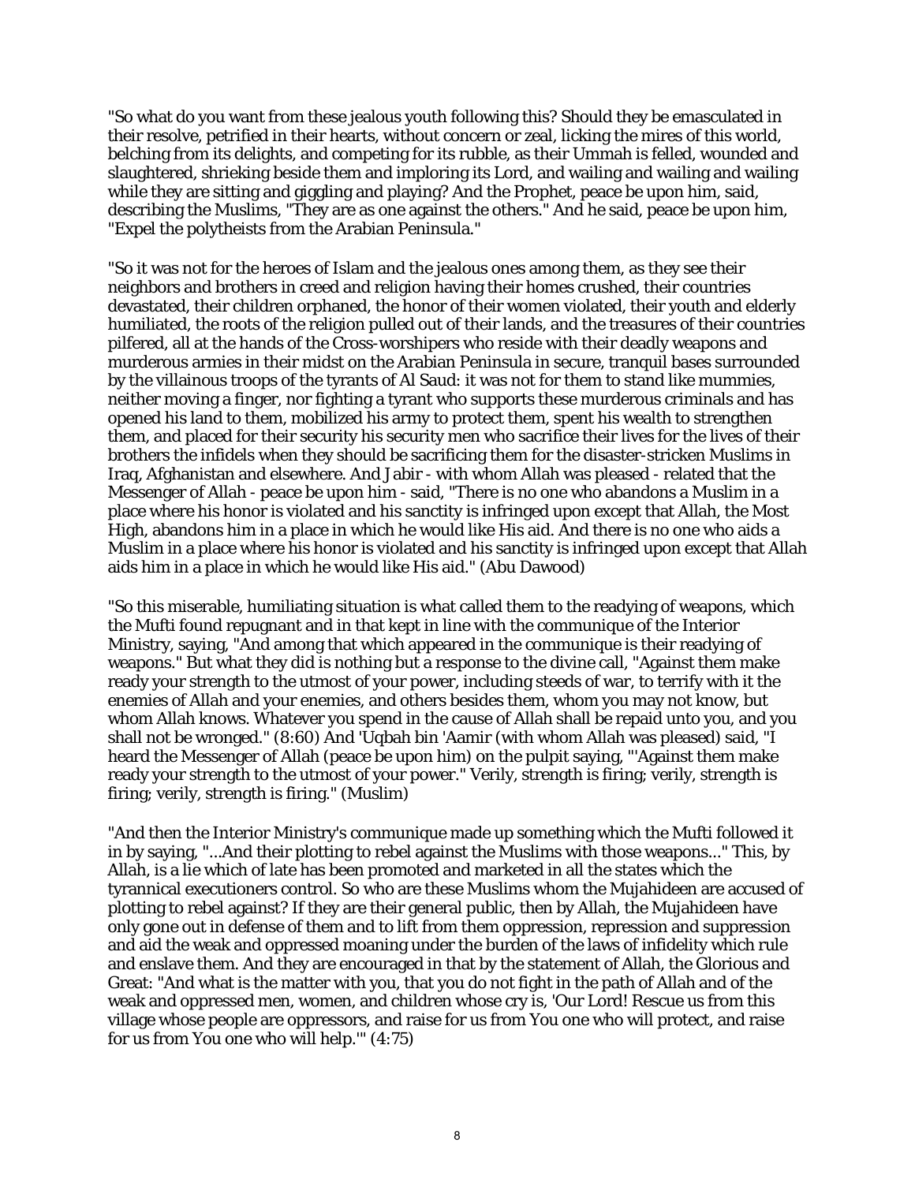"So what do you want from these jealous youth following this? Should they be emasculated in their resolve, petrified in their hearts, without concern or zeal, licking the mires of this world, belching from its delights, and competing for its rubble, as their Ummah is felled, wounded and slaughtered, shrieking beside them and imploring its Lord, and wailing and wailing and wailing while they are sitting and giggling and playing? And the Prophet, peace be upon him, said, describing the Muslims, "They are as one against the others." And he said, peace be upon him, "Expel the polytheists from the Arabian Peninsula."

"So it was not for the heroes of Islam and the jealous ones among them, as they see their neighbors and brothers in creed and religion having their homes crushed, their countries devastated, their children orphaned, the honor of their women violated, their youth and elderly humiliated, the roots of the religion pulled out of their lands, and the treasures of their countries pilfered, all at the hands of the Cross-worshipers who reside with their deadly weapons and murderous armies in their midst on the Arabian Peninsula in secure, tranquil bases surrounded by the villainous troops of the tyrants of Al Saud: it was not for them to stand like mummies, neither moving a finger, nor fighting a tyrant who supports these murderous criminals and has opened his land to them, mobilized his army to protect them, spent his wealth to strengthen them, and placed for their security his security men who sacrifice their lives for the lives of their brothers the infidels when they should be sacrificing them for the disaster-stricken Muslims in Iraq, Afghanistan and elsewhere. And Jabir - with whom Allah was pleased - related that the Messenger of Allah - peace be upon him - said, "There is no one who abandons a Muslim in a place where his honor is violated and his sanctity is infringed upon except that Allah, the Most High, abandons him in a place in which he would like His aid. And there is no one who aids a Muslim in a place where his honor is violated and his sanctity is infringed upon except that Allah aids him in a place in which he would like His aid." (Abu Dawood)

"So this miserable, humiliating situation is what called them to the readying of weapons, which the Mufti found repugnant and in that kept in line with the communique of the Interior Ministry, saying, "And among that which appeared in the communique is their readying of weapons." But what they did is nothing but a response to the divine call, "Against them make ready your strength to the utmost of your power, including steeds of war, to terrify with it the enemies of Allah and your enemies, and others besides them, whom you may not know, but whom Allah knows. Whatever you spend in the cause of Allah shall be repaid unto you, and you shall not be wronged." (8:60) And 'Uqbah bin 'Aamir (with whom Allah was pleased) said, "I heard the Messenger of Allah (peace be upon him) on the pulpit saying, "'Against them make ready your strength to the utmost of your power." Verily, strength is firing; verily, strength is firing; verily, strength is firing." (Muslim)

"And then the Interior Ministry's communique made up something which the Mufti followed it in by saying, "...And their plotting to rebel against the Muslims with those weapons..." This, by Allah, is a lie which of late has been promoted and marketed in all the states which the tyrannical executioners control. So who are these Muslims whom the Mujahideen are accused of plotting to rebel against? If they are their general public, then by Allah, the Mujahideen have only gone out in defense of them and to lift from them oppression, repression and suppression and aid the weak and oppressed moaning under the burden of the laws of infidelity which rule and enslave them. And they are encouraged in that by the statement of Allah, the Glorious and Great: "And what is the matter with you, that you do not fight in the path of Allah and of the weak and oppressed men, women, and children whose cry is, 'Our Lord! Rescue us from this village whose people are oppressors, and raise for us from You one who will protect, and raise for us from You one who will help.'" (4:75)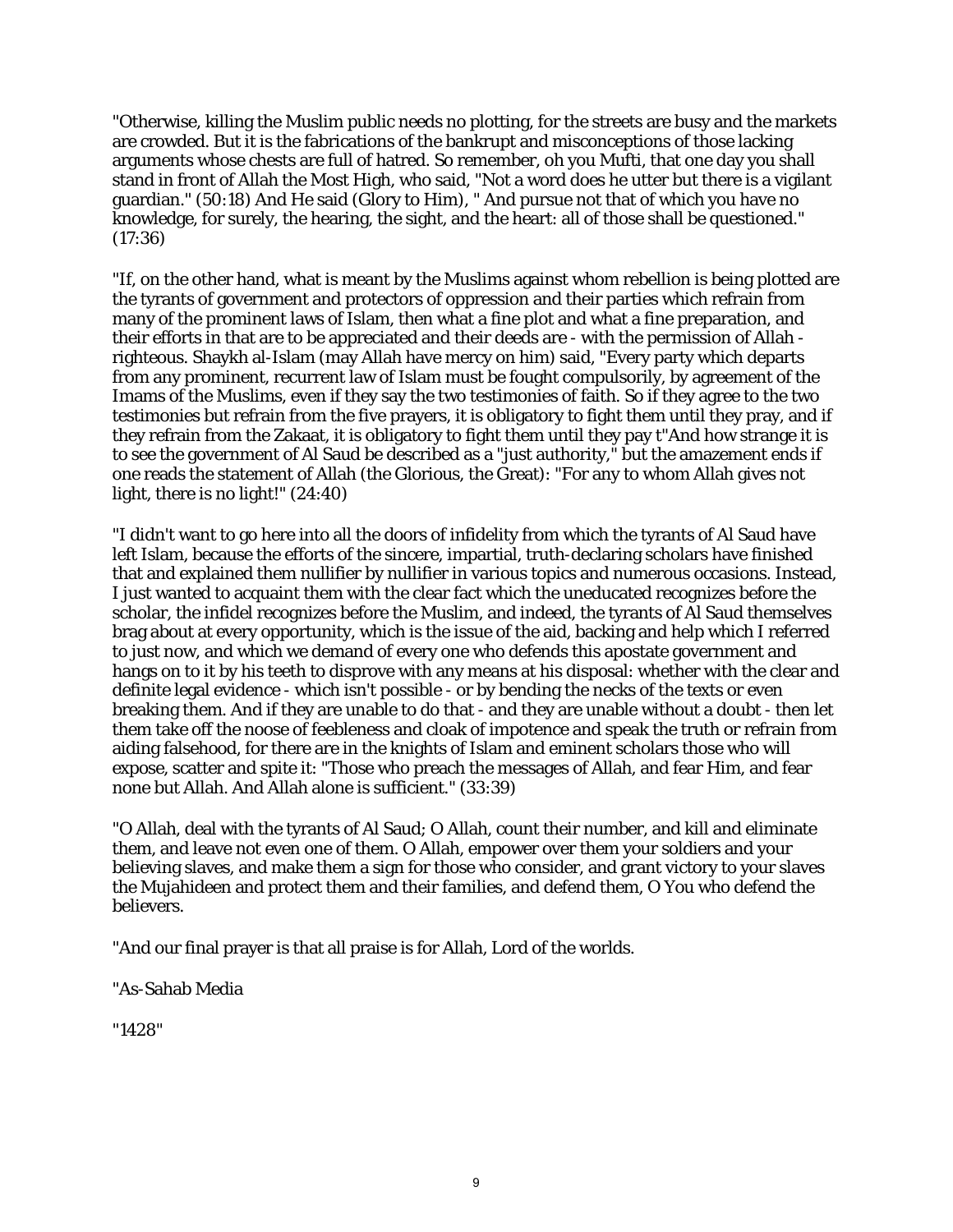"Otherwise, killing the Muslim public needs no plotting, for the streets are busy and the markets are crowded. But it is the fabrications of the bankrupt and misconceptions of those lacking arguments whose chests are full of hatred. So remember, oh you Mufti, that one day you shall stand in front of Allah the Most High, who said, "Not a word does he utter but there is a vigilant guardian." (50:18) And He said (Glory to Him), " And pursue not that of which you have no knowledge, for surely, the hearing, the sight, and the heart: all of those shall be questioned." (17:36)

"If, on the other hand, what is meant by the Muslims against whom rebellion is being plotted are the tyrants of government and protectors of oppression and their parties which refrain from many of the prominent laws of Islam, then what a fine plot and what a fine preparation, and their efforts in that are to be appreciated and their deeds are - with the permission of Allah - righteous. Shaykh al-Islam (may Allah have mercy on him) said, "Every party which departs from any prominent, recurrent law of Islam must be fought compulsorily, by agreement of the Imams of the Muslims, even if they say the two testimonies of faith. So if they agree to the two testimonies but refrain from the five prayers, it is obligatory to fight them until they pray, and if they refrain from the Zakaat, it is obligatory to fight them until they pay t"And how strange it is to see the government of Al Saud be described as a "just authority," but the amazement ends if one reads the statement of Allah (the Glorious, the Great): "For any to whom Allah gives not light, there is no light!" (24:40)

"I didn't want to go here into all the doors of infidelity from which the tyrants of Al Saud have left Islam, because the efforts of the sincere, impartial, truth-declaring scholars have finished that and explained them nullifier by nullifier in various topics and numerous occasions. Instead, I just wanted to acquaint them with the clear fact which the uneducated recognizes before the scholar, the infidel recognizes before the Muslim, and indeed, the tyrants of Al Saud themselves brag about at every opportunity, which is the issue of the aid, backing and help which I referred to just now, and which we demand of every one who defends this apostate government and hangs on to it by his teeth to disprove with any means at his disposal: whether with the clear and definite legal evidence - which isn't possible - or by bending the necks of the texts or even breaking them. And if they are unable to do that - and they are unable without a doubt - then let them take off the noose of feebleness and cloak of impotence and speak the truth or refrain from aiding falsehood, for there are in the knights of Islam and eminent scholars those who will expose, scatter and spite it: "Those who preach the messages of Allah, and fear Him, and fear none but Allah. And Allah alone is sufficient." (33:39)

"O Allah, deal with the tyrants of Al Saud; O Allah, count their number, and kill and eliminate them, and leave not even one of them. O Allah, empower over them your soldiers and your believing slaves, and make them a sign for those who consider, and grant victory to your slaves the Mujahideen and protect them and their families, and defend them, O You who defend the believers.

"And our final prayer is that all praise is for Allah, Lord of the worlds.

"As-Sahab Media

"1428"